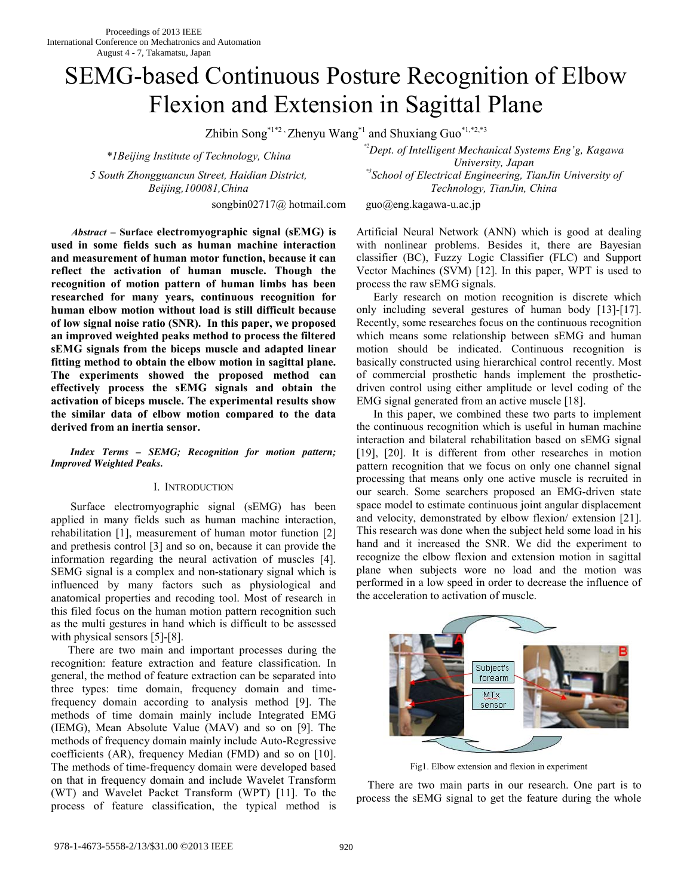Proceedings of 2013 IEEE
International Conference on Mechatronics and Automation
August 4 - 7, Takamatsu, Japan

# SEMG-based Continuous Posture Recognition of Elbow Flexion and Extension in Sagittal Plane

Zhibin Song[*1*2], Zhenyu Wang[*1] and Shuxiang Guo[*1,*2,*3]

*1Beijing Institute of Technology, China
5 South Zhongguancun Street, Haidian District, Beijing,100081,China
songbin02717@ hotmail.com

[*2]Dept. of Intelligent Mechanical Systems Eng'g, Kagawa University, Japan
[*3]School of Electrical Engineering, TianJin University of Technology, TianJin, China
guo@eng.kagawa-u.ac.jp

***Abstract –*** **Surface electromyographic signal (sEMG) is used in some fields such as human machine interaction and measurement of human motor function, because it can reflect the activation of human muscle. Though the recognition of motion pattern of human limbs has been researched for many years, continuous recognition for human elbow motion without load is still difficult because of low signal noise ratio (SNR). In this paper, we proposed an improved weighted peaks method to process the filtered sEMG signals from the biceps muscle and adapted linear fitting method to obtain the elbow motion in sagittal plane. The experiments showed the proposed method can effectively process the sEMG signals and obtain the activation of biceps muscle. The experimental results show the similar data of elbow motion compared to the data derived from an inertia sensor.**

***Index Terms – SEMG; Recognition for motion pattern; Improved Weighted Peaks.***

## I. Introduction

Surface electromyographic signal (sEMG) has been applied in many fields such as human machine interaction, rehabilitation [1], measurement of human motor function [2] and prethesis control [3] and so on, because it can provide the information regarding the neural activation of muscles [4]. SEMG signal is a complex and non-stationary signal which is influenced by many factors such as physiological and anatomical properties and recoding tool. Most of research in this filed focus on the human motion pattern recognition such as the multi gestures in hand which is difficult to be assessed with physical sensors [5]-[8].

There are two main and important processes during the recognition: feature extraction and feature classification. In general, the method of feature extraction can be separated into three types: time domain, frequency domain and time-frequency domain according to analysis method [9]. The methods of time domain mainly include Integrated EMG (IEMG), Mean Absolute Value (MAV) and so on [9]. The methods of frequency domain mainly include Auto-Regressive coefficients (AR), frequency Median (FMD) and so on [10]. The methods of time-frequency domain were developed based on that in frequency domain and include Wavelet Transform (WT) and Wavelet Packet Transform (WPT) [11]. To the process of feature classification, the typical method is Artificial Neural Network (ANN) which is good at dealing with nonlinear problems. Besides it, there are Bayesian classifier (BC), Fuzzy Logic Classifier (FLC) and Support Vector Machines (SVM) [12]. In this paper, WPT is used to process the raw sEMG signals.

Early research on motion recognition is discrete which only including several gestures of human body [13]-[17]. Recently, some researches focus on the continuous recognition which means some relationship between sEMG and human motion should be indicated. Continuous recognition is basically constructed using hierarchical control recently. Most of commercial prosthetic hands implement the prosthetic-driven control using either amplitude or level coding of the EMG signal generated from an active muscle [18].

In this paper, we combined these two parts to implement the continuous recognition which is useful in human machine interaction and bilateral rehabilitation based on sEMG signal [19], [20]. It is different from other researches in motion pattern recognition that we focus on only one channel signal processing that means only one active muscle is recruited in our search. Some searchers proposed an EMG-driven state space model to estimate continuous joint angular displacement and velocity, demonstrated by elbow flexion/ extension [21]. This research was done when the subject held some load in his hand and it increased the SNR. We did the experiment to recognize the elbow flexion and extension motion in sagittal plane when subjects wore no load and the motion was performed in a low speed in order to decrease the influence of the acceleration to activation of muscle.

Fig1. Elbow extension and flexion in experiment

There are two main parts in our research. One part is to process the sEMG signal to get the feature during the whole

978-1-4673-5558-2/13/$31.00 ©2013 IEEE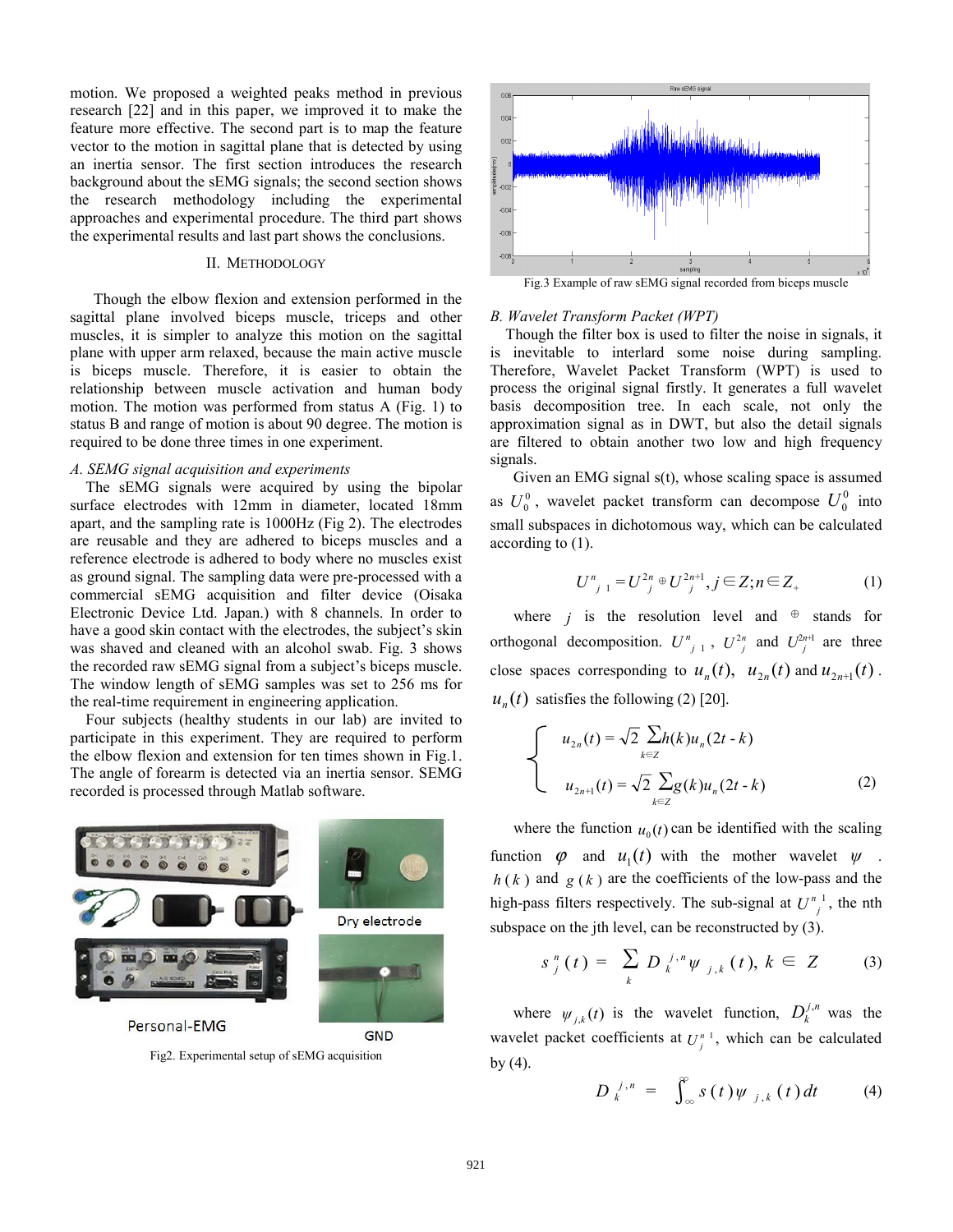motion. We proposed a weighted peaks method in previous research [22] and in this paper, we improved it to make the feature more effective. The second part is to map the feature vector to the motion in sagittal plane that is detected by using an inertia sensor. The first section introduces the research background about the sEMG signals; the second section shows the research methodology including the experimental approaches and experimental procedure. The third part shows the experimental results and last part shows the conclusions.

## II. METHODOLOGY

Though the elbow flexion and extension performed in the sagittal plane involved biceps muscle, triceps and other muscles, it is simpler to analyze this motion on the sagittal plane with upper arm relaxed, because the main active muscle is biceps muscle. Therefore, it is easier to obtain the relationship between muscle activation and human body motion. The motion was performed from status A (Fig. 1) to status B and range of motion is about 90 degree. The motion is required to be done three times in one experiment.

### *A. SEMG signal acquisition and experiments*

The sEMG signals were acquired by using the bipolar surface electrodes with 12mm in diameter, located 18mm apart, and the sampling rate is 1000Hz (Fig 2). The electrodes are reusable and they are adhered to biceps muscles and a reference electrode is adhered to body where no muscles exist as ground signal. The sampling data were pre-processed with a commercial sEMG acquisition and filter device (Oisaka Electronic Device Ltd. Japan.) with 8 channels. In order to have a good skin contact with the electrodes, the subject's skin was shaved and cleaned with an alcohol swab. Fig. 3 shows the recorded raw sEMG signal from a subject's biceps muscle. The window length of sEMG samples was set to 256 ms for the real-time requirement in engineering application.

Four subjects (healthy students in our lab) are invited to participate in this experiment. They are required to perform the elbow flexion and extension for ten times shown in Fig.1. The angle of forearm is detected via an inertia sensor. SEMG recorded is processed through Matlab software.

Fig2. Experimental setup of sEMG acquisition

Fig.3 Example of raw sEMG signal recorded from biceps muscle

### *B. Wavelet Transform Packet (WPT)*

Though the filter box is used to filter the noise in signals, it is inevitable to interlard some noise during sampling. Therefore, Wavelet Packet Transform (WPT) is used to process the original signal firstly. It generates a full wavelet basis decomposition tree. In each scale, not only the approximation signal as in DWT, but also the detail signals are filtered to obtain another two low and high frequency signals.

Given an EMG signal s(t), whose scaling space is assumed as $U_0^0$, wavelet packet transform can decompose $U_0^0$ into small subspaces in dichotomous way, which can be calculated according to (1).

$$U^n_{j-1} = U^{2n}_j \oplus U^{2n+1}_j, j \in Z; n \in Z_+ \tag{1}$$

where $j$ is the resolution level and $\oplus$ stands for orthogonal decomposition. $U^n_{j-1}$, $U^{2n}_j$ and $U^{2n+1}_j$ are three close spaces corresponding to $u_n(t)$, $u_{2n}(t)$ and $u_{2n+1}(t)$. $u_n(t)$ satisfies the following (2) [20].

$$\begin{cases} u_{2n}(t) = \sqrt{2}\sum_{k \in Z} h(k) u_n(2t-k) \\ u_{2n+1}(t) = \sqrt{2}\sum_{k \in Z} g(k) u_n(2t-k) \end{cases} \tag{2}$$

where the function $u_0(t)$ can be identified with the scaling function $\varphi$ and $u_1(t)$ with the mother wavelet $\psi$. $h(k)$ and $g(k)$ are the coefficients of the low-pass and the high-pass filters respectively. The sub-signal at $U^{n}_{j-1}$, the nth subspace on the jth level, can be reconstructed by (3).

$$s^n_j(t) = \sum_k D^{j,n}_k \psi_{j,k}(t), \; k \in Z \tag{3}$$

where $\psi_{j,k}(t)$ is the wavelet function, $D^{j,n}_k$ was the wavelet packet coefficients at $U^{n}_{j-1}$, which can be calculated by (4).

$$D^{j,n}_k = \int_{-\infty}^{\infty} s(t)\psi_{j,k}(t)dt \tag{4}$$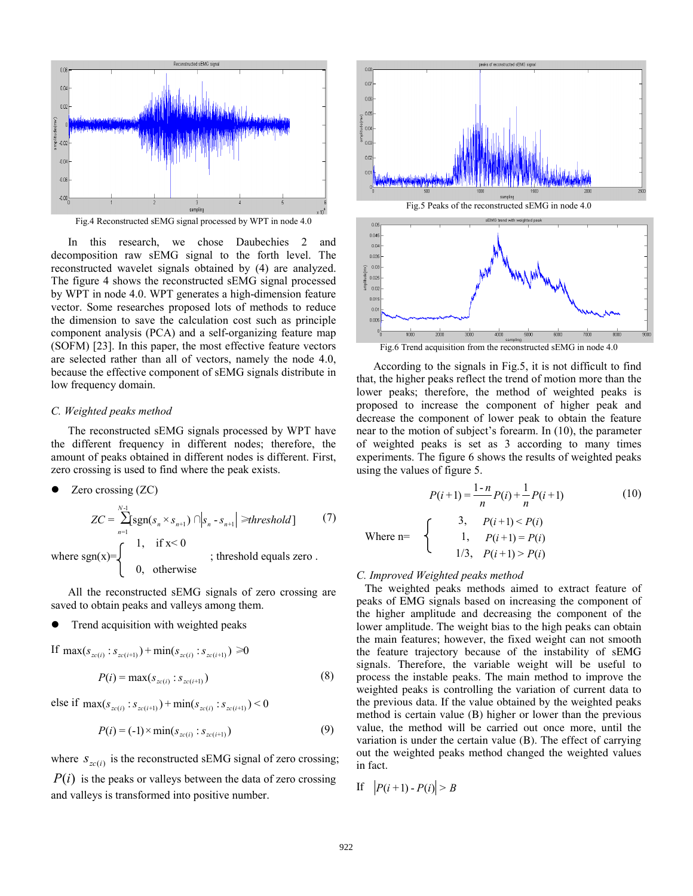Fig.4 Reconstructed sEMG signal processed by WPT in node 4.0

In this research, we chose Daubechies 2 and decomposition raw sEMG signal to the forth level. The reconstructed wavelet signals obtained by (4) are analyzed. The figure 4 shows the reconstructed sEMG signal processed by WPT in node 4.0. WPT generates a high-dimension feature vector. Some researches proposed lots of methods to reduce the dimension to save the calculation cost such as principle component analysis (PCA) and a self-organizing feature map (SOFM) [23]. In this paper, the most effective feature vectors are selected rather than all of vectors, namely the node 4.0, because the effective component of sEMG signals distribute in low frequency domain.

### *C. Weighted peaks method*

The reconstructed sEMG signals processed by WPT have the different frequency in different nodes; therefore, the amount of peaks obtained in different nodes is different. First, zero crossing is used to find where the peak exists.

- Zero crossing (ZC)

$$ZC = \sum_{n=1}^{N-1}[\operatorname{sgn}(s_n \times s_{n+1}) \cap |s_n - s_{n+1}| \geq threshold] \quad (7)$$

where $\operatorname{sgn}(x)=\begin{cases} 1, & \text{if } x<0 \\ 0, & \text{otherwise} \end{cases}$ ; threshold equals zero .

All the reconstructed sEMG signals of zero crossing are saved to obtain peaks and valleys among them.

- Trend acquisition with weighted peaks

If $\max(s_{zc(i)} : s_{zc(i+1)}) + \min(s_{zc(i)} : s_{zc(i+1)}) \geq 0$

$$P(i) = \max(s_{zc(i)} : s_{zc(i+1)}) \quad (8)$$

else if $\max(s_{zc(i)} : s_{zc(i+1)}) + \min(s_{zc(i)} : s_{zc(i+1)}) < 0$

$$P(i) = (-1) \times \min(s_{zc(i)} : s_{zc(i+1)}) \quad (9)$$

where $s_{zc(i)}$ is the reconstructed sEMG signal of zero crossing; $P(i)$ is the peaks or valleys between the data of zero crossing and valleys is transformed into positive number.

Fig.5 Peaks of the reconstructed sEMG in node 4.0

Fig.6 Trend acquisition from the reconstructed sEMG in node 4.0

According to the signals in Fig.5, it is not difficult to find that, the higher peaks reflect the trend of motion more than the lower peaks; therefore, the method of weighted peaks is proposed to increase the component of higher peak and decrease the component of lower peak to obtain the feature near to the motion of subject's forearm. In (10), the parameter of weighted peaks is set as 3 according to many times experiments. The figure 6 shows the results of weighted peaks using the values of figure 5.

$$P(i+1) = \frac{1-n}{n}P(i) + \frac{1}{n}P(i+1) \quad (10)$$

Where n= $\begin{cases} 3, & P(i+1) < P(i) \\ 1, & P(i+1) = P(i) \\ 1/3, & P(i+1) > P(i) \end{cases}$

### *C. Improved Weighted peaks method*

The weighted peaks methods aimed to extract feature of peaks of EMG signals based on increasing the component of the higher amplitude and decreasing the component of the lower amplitude. The weight bias to the high peaks can obtain the main features; however, the fixed weight can not smooth the feature trajectory because of the instability of sEMG signals. Therefore, the variable weight will be useful to process the instable peaks. The main method to improve the weighted peaks is controlling the variation of current data to the previous data. If the value obtained by the weighted peaks method is certain value (B) higher or lower than the previous value, the method will be carried out once more, until the variation is under the certain value (B). The effect of carrying out the weighted peaks method changed the weighted values in fact.

If $|P(i+1) - P(i)| > B$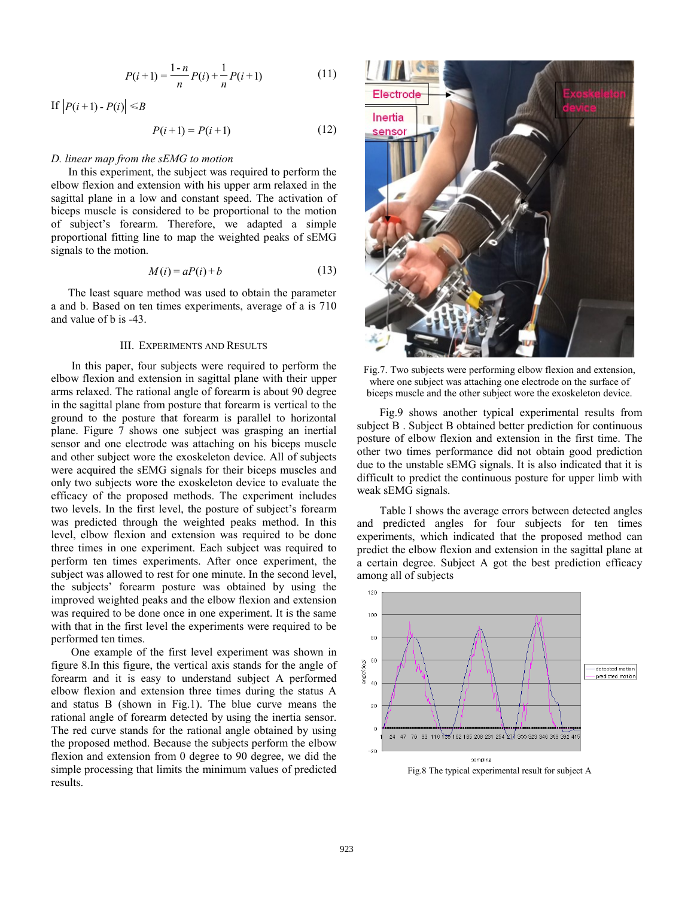$$P(i+1) = \frac{1-n}{n}P(i) + \frac{1}{n}P(i+1) \tag{11}$$

If $\left|P(i+1) - P(i)\right| \leqslant B$

$$P(i+1) = P(i+1) \tag{12}$$

*D. linear map from the sEMG to motion*

In this experiment, the subject was required to perform the elbow flexion and extension with his upper arm relaxed in the sagittal plane in a low and constant speed. The activation of biceps muscle is considered to be proportional to the motion of subject's forearm. Therefore, we adapted a simple proportional fitting line to map the weighted peaks of sEMG signals to the motion.

$$M(i) = aP(i) + b \tag{13}$$

The least square method was used to obtain the parameter a and b. Based on ten times experiments, average of a is 710 and value of b is -43.

## III. Experiments and Results

In this paper, four subjects were required to perform the elbow flexion and extension in sagittal plane with their upper arms relaxed. The rational angle of forearm is about 90 degree in the sagittal plane from posture that forearm is vertical to the ground to the posture that forearm is parallel to horizontal plane. Figure 7 shows one subject was grasping an inertial sensor and one electrode was attaching on his biceps muscle and other subject wore the exoskeleton device. All of subjects were acquired the sEMG signals for their biceps muscles and only two subjects wore the exoskeleton device to evaluate the efficacy of the proposed methods. The experiment includes two levels. In the first level, the posture of subject's forearm was predicted through the weighted peaks method. In this level, elbow flexion and extension was required to be done three times in one experiment. Each subject was required to perform ten times experiments. After once experiment, the subject was allowed to rest for one minute. In the second level, the subjects' forearm posture was obtained by using the improved weighted peaks and the elbow flexion and extension was required to be done once in one experiment. It is the same with that in the first level the experiments were required to be performed ten times.

One example of the first level experiment was shown in figure 8.In this figure, the vertical axis stands for the angle of forearm and it is easy to understand subject A performed elbow flexion and extension three times during the status A and status B (shown in Fig.1). The blue curve means the rational angle of forearm detected by using the inertia sensor. The red curve stands for the rational angle obtained by using the proposed method. Because the subjects perform the elbow flexion and extension from 0 degree to 90 degree, we did the simple processing that limits the minimum values of predicted results.

Fig.7. Two subjects were performing elbow flexion and extension, where one subject was attaching one electrode on the surface of biceps muscle and the other subject wore the exoskeleton device.

Fig.9 shows another typical experimental results from subject B . Subject B obtained better prediction for continuous posture of elbow flexion and extension in the first time. The other two times performance did not obtain good prediction due to the unstable sEMG signals. It is also indicated that it is difficult to predict the continuous posture for upper limb with weak sEMG signals.

Table I shows the average errors between detected angles and predicted angles for four subjects for ten times experiments, which indicated that the proposed method can predict the elbow flexion and extension in the sagittal plane at a certain degree. Subject A got the best prediction efficacy among all of subjects

Fig.8 The typical experimental result for subject A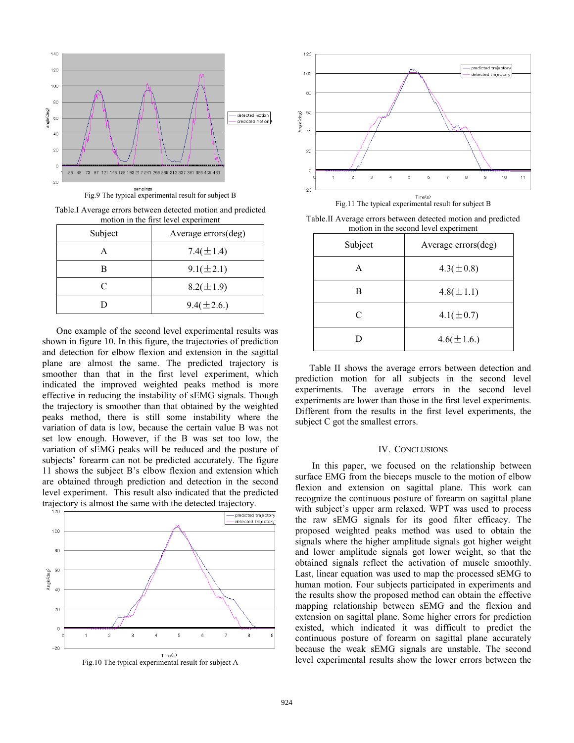Fig.9 The typical experimental result for subject B

Table.I Average errors between detected motion and predicted motion in the first level experiment

| Subject | Average errors(deg) |
|---|---|
| A | 7.4(±1.4) |
| B | 9.1(±2.1) |
| C | 8.2(±1.9) |
| D | 9.4(±2.6.) |

One example of the second level experimental results was shown in figure 10. In this figure, the trajectories of prediction and detection for elbow flexion and extension in the sagittal plane are almost the same. The predicted trajectory is smoother than that in the first level experiment, which indicated the improved weighted peaks method is more effective in reducing the instability of sEMG signals. Though the trajectory is smoother than that obtained by the weighted peaks method, there is still some instability where the variation of data is low, because the certain value B was not set low enough. However, if the B was set too low, the variation of sEMG peaks will be reduced and the posture of subjects' forearm can not be predicted accurately. The figure 11 shows the subject B's elbow flexion and extension which are obtained through prediction and detection in the second level experiment. This result also indicated that the predicted trajectory is almost the same with the detected trajectory.

Fig.10 The typical experimental result for subject A

Fig.11 The typical experimental result for subject B

Table.II Average errors between detected motion and predicted motion in the second level experiment

| Subject | Average errors(deg) |
|---|---|
| A | 4.3(±0.8) |
| B | 4.8(±1.1) |
| C | 4.1(±0.7) |
| D | 4.6(±1.6.) |

Table II shows the average errors between detection and prediction motion for all subjects in the second level experiments. The average errors in the second level experiments are lower than those in the first level experiments. Different from the results in the first level experiments, the subject C got the smallest errors.

## IV. Conclusions

In this paper, we focused on the relationship between surface EMG from the biceps muscle to the motion of elbow flexion and extension on sagittal plane. This work can recognize the continuous posture of forearm on sagittal plane with subject's upper arm relaxed. WPT was used to process the raw sEMG signals for its good filter efficacy. The proposed weighted peaks method was used to obtain the signals where the higher amplitude signals got higher weight and lower amplitude signals got lower weight, so that the obtained signals reflect the activation of muscle smoothly. Last, linear equation was used to map the processed sEMG to human motion. Four subjects participated in experiments and the results show the proposed method can obtain the effective mapping relationship between sEMG and the flexion and extension on sagittal plane. Some higher errors for prediction existed, which indicated it was difficult to predict the continuous posture of forearm on sagittal plane accurately because the weak sEMG signals are unstable. The second level experimental results show the lower errors between the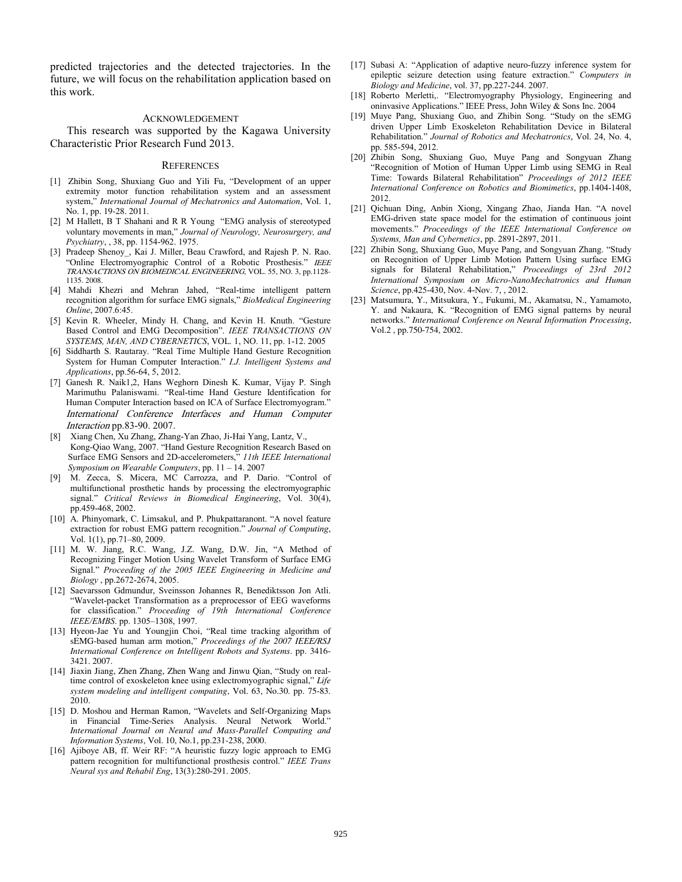predicted trajectories and the detected trajectories. In the future, we will focus on the rehabilitation application based on this work.

## ACKNOWLEDGEMENT

This research was supported by the Kagawa University Characteristic Prior Research Fund 2013.

## REFERENCES

[1] Zhibin Song, Shuxiang Guo and Yili Fu, "Development of an upper extremity motor function rehabilitation system and an assessment system," *International Journal of Mechatronics and Automation*, Vol. 1, No. 1, pp. 19-28. 2011.

[2] M Hallett, B T Shahani and R R Young "EMG analysis of stereotyped voluntary movements in man," *Journal of Neurology, Neurosurgery, and Psychiatry*, , 38, pp. 1154-962. 1975.

[3] Pradeep Shenoy_, Kai J. Miller, Beau Crawford, and Rajesh P. N. Rao. "Online Electromyographic Control of a Robotic Prosthesis." *IEEE TRANSACTIONS ON BIOMEDICAL ENGINEERING*, VOL. 55, NO. 3, pp.1128-1135. 2008.

[4] Mahdi Khezri and Mehran Jahed, "Real-time intelligent pattern recognition algorithm for surface EMG signals," *BioMedical Engineering Online*, 2007.6:45.

[5] Kevin R. Wheeler, Mindy H. Chang, and Kevin H. Knuth. "Gesture Based Control and EMG Decomposition". *IEEE TRANSACTIONS ON SYSTEMS, MAN, AND CYBERNETICS*, VOL. 1, NO. 11, pp. 1-12. 2005

[6] Siddharth S. Rautaray. "Real Time Multiple Hand Gesture Recognition System for Human Computer Interaction." *I.J. Intelligent Systems and Applications*, pp.56-64, 5, 2012.

[7] Ganesh R. Naik1,2, Hans Weghorn Dinesh K. Kumar, Vijay P. Singh Marimuthu Palaniswami. "Real-time Hand Gesture Identification for Human Computer Interaction based on ICA of Surface Electromyogram." *International Conference Interfaces and Human Computer Interaction* pp.83-90. 2007.

[8] Xiang Chen, Xu Zhang, Zhang-Yan Zhao, Ji-Hai Yang, Lantz, V., Kong-Qiao Wang, 2007. "Hand Gesture Recognition Research Based on Surface EMG Sensors and 2D-accelerometers," *11th IEEE International Symposium on Wearable Computers*, pp. 11 – 14. 2007

[9] M. Zecca, S. Micera, MC Carrozza, and P. Dario. "Control of multifunctional prosthetic hands by processing the electromyographic signal." *Critical Reviews in Biomedical Engineering*, Vol. 30(4), pp.459-468, 2002.

[10] A. Phinyomark, C. Limsakul, and P. Phukpattaranont. "A novel feature extraction for robust EMG pattern recognition." *Journal of Computing*, Vol. 1(1), pp.71–80, 2009.

[11] M. W. Jiang, R.C. Wang, J.Z. Wang, D.W. Jin, "A Method of Recognizing Finger Motion Using Wavelet Transform of Surface EMG Signal." *Proceeding of the 2005 IEEE Engineering in Medicine and Biology* , pp.2672-2674, 2005.

[12] Saevarsson Gdmundur, Sveinsson Johannes R, Benediktsson Jon Atli. "Wavelet-packet Transformation as a preprocessor of EEG waveforms for classification." *Proceeding of 19th International Conference IEEE/EMBS*. pp. 1305–1308, 1997.

[13] Hyeon-Jae Yu and Youngjin Choi, "Real time tracking algorithm of sEMG-based human arm motion," *Proceedings of the 2007 IEEE/RSJ International Conference on Intelligent Robots and Systems*. pp. 3416-3421. 2007.

[14] Jiaxin Jiang, Zhen Zhang, Zhen Wang and Jinwu Qian, "Study on real-time control of exoskeleton knee using exlectromyographic signal," *Life system modeling and intelligent computing*, Vol. 63, No.30. pp. 75-83. 2010.

[15] D. Moshou and Herman Ramon, "Wavelets and Self-Organizing Maps in Financial Time-Series Analysis. Neural Network World." *International Journal on Neural and Mass-Parallel Computing and Information Systems*, Vol. 10, No.1, pp.231-238, 2000.

[16] Ajiboye AB, ff. Weir RF: "A heuristic fuzzy logic approach to EMG pattern recognition for multifunctional prosthesis control." *IEEE Trans Neural sys and Rehabil Eng*, 13(3):280-291. 2005.

[17] Subasi A: "Application of adaptive neuro-fuzzy inference system for epileptic seizure detection using feature extraction." *Computers in Biology and Medicine*, vol. 37, pp.227-244. 2007.

[18] Roberto Merletti,. "Electromyography Physiology, Engineering and oninvasive Applications." IEEE Press, John Wiley & Sons Inc. 2004

[19] Muye Pang, Shuxiang Guo, and Zhibin Song. "Study on the sEMG driven Upper Limb Exoskeleton Rehabilitation Device in Bilateral Rehabilitation." *Journal of Robotics and Mechatronics*, Vol. 24, No. 4, pp. 585-594, 2012.

[20] Zhibin Song, Shuxiang Guo, Muye Pang and Songyuan Zhang "Recognition of Motion of Human Upper Limb using SEMG in Real Time: Towards Bilateral Rehabilitation" *Proceedings of 2012 IEEE International Conference on Robotics and Biomimetics*, pp.1404-1408, 2012.

[21] Qichuan Ding, Anbin Xiong, Xingang Zhao, Jianda Han. "A novel EMG-driven state space model for the estimation of continuous joint movements." *Proceedings of the IEEE International Conference on Systems, Man and Cybernetics*, pp. 2891-2897, 2011.

[22] Zhibin Song, Shuxiang Guo, Muye Pang, and Songyuan Zhang. "Study on Recognition of Upper Limb Motion Pattern Using surface EMG signals for Bilateral Rehabilitation," *Proceedings of 23rd 2012 International Symposium on Micro-NanoMechatronics and Human Science*, pp.425-430, Nov. 4-Nov. 7, , 2012.

[23] Matsumura, Y., Mitsukura, Y., Fukumi, M., Akamatsu, N., Yamamoto, Y. and Nakaura, K. "Recognition of EMG signal patterns by neural networks." *International Conference on Neural Information Processing*, Vol.2 , pp.750-754, 2002.